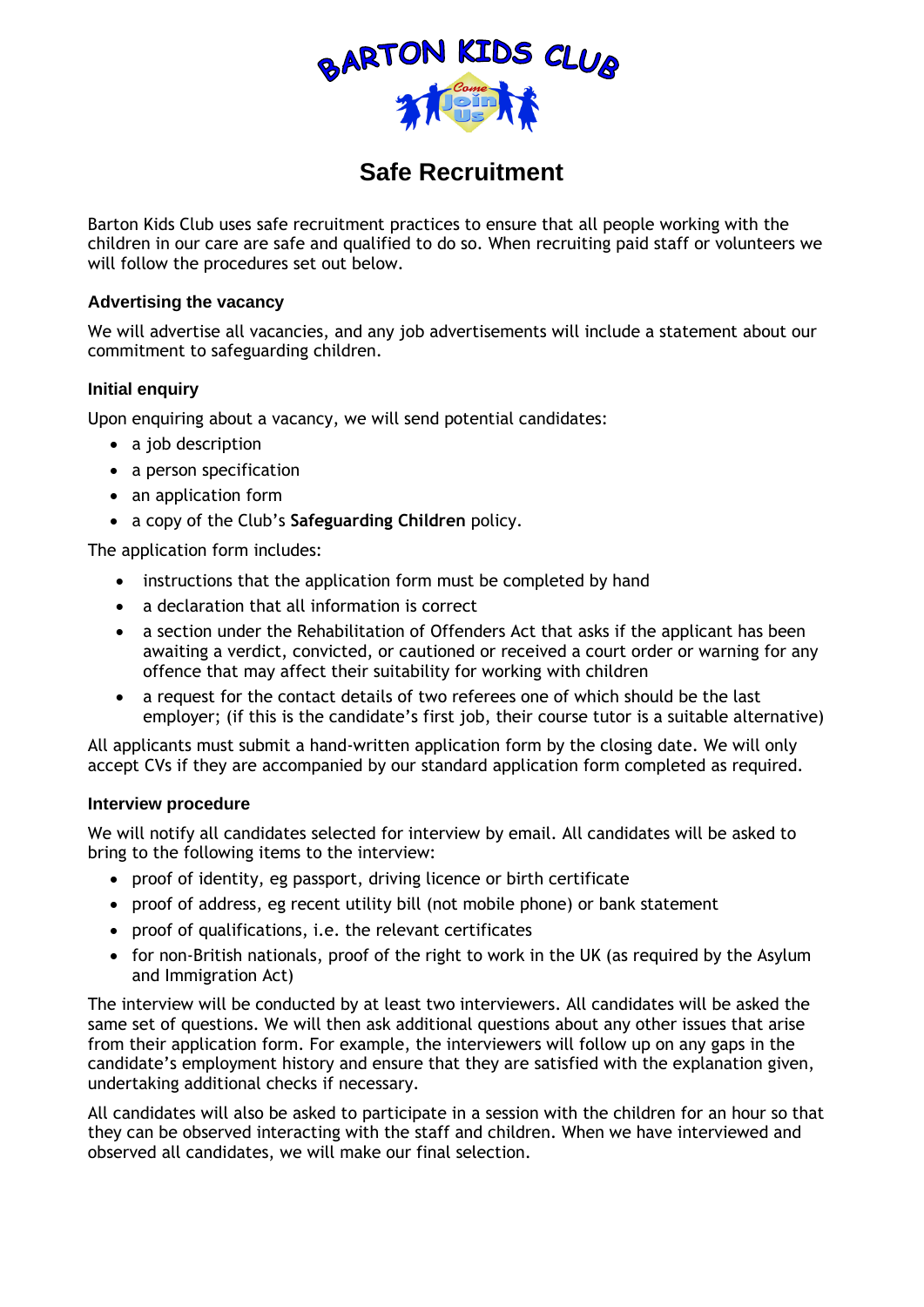# Safe Recruitment

Barton Kids Club uses safe recruitment practices to ensure that all people working with the children in our care are safe and qualified to do so. When recruiting paid staff or volunteers we will follow the procedures set out below.

### Advertising the vacancy

We will advertise all vacancies, and any job advertisements will include a statement about our commitment to safeguarding children.

### Initial enquiry

Upon enquiring about a vacancy, we will send potential candidates:

- a job description
- a person specification
- an application form
- a copy of the Club's **Safeguarding Children** policy.

The application form includes:

- instructions that the application form must be completed by hand
- a declaration that all information is correct
- a section under the Rehabilitation of Offenders Act that asks if the applicant has been awaiting a verdict, convicted, or cautioned or received a court order or warning for any offence that may affect their suitability for working with children
- a request for the contact details of two referees one of which should be the last employer; (if this is the candidate's first job, their course tutor is a suitable alternative)

All applicants must submit a hand-written application form by the closing date. We will only accept CVs if they are accompanied by our standard application form completed as required.

### Interview procedure

We will notify all candidates selected for interview by email. All candidates will be asked to bring to the following items to the interview:

- proof of identity, eg passport, driving licence or birth certificate
- proof of address, eg recent utility bill (not mobile phone) or bank statement
- proof of qualifications, i.e. the relevant certificates
- for non-British nationals, proof of the right to work in the UK (as required by the Asylum and Immigration Act)

The interview will be conducted by at least two interviewers. All candidates will be asked the same set of questions. We will then ask additional questions about any other issues that arise from their application form. For example, the interviewers will follow up on any gaps in the candidate's employment history and ensure that they are satisfied with the explanation given, undertaking additional checks if necessary.

All candidates will also be asked to participate in a session with the children for an hour so that they can be observed interacting with the staff and children. When we have interviewed and observed all candidates, we will make our final selection.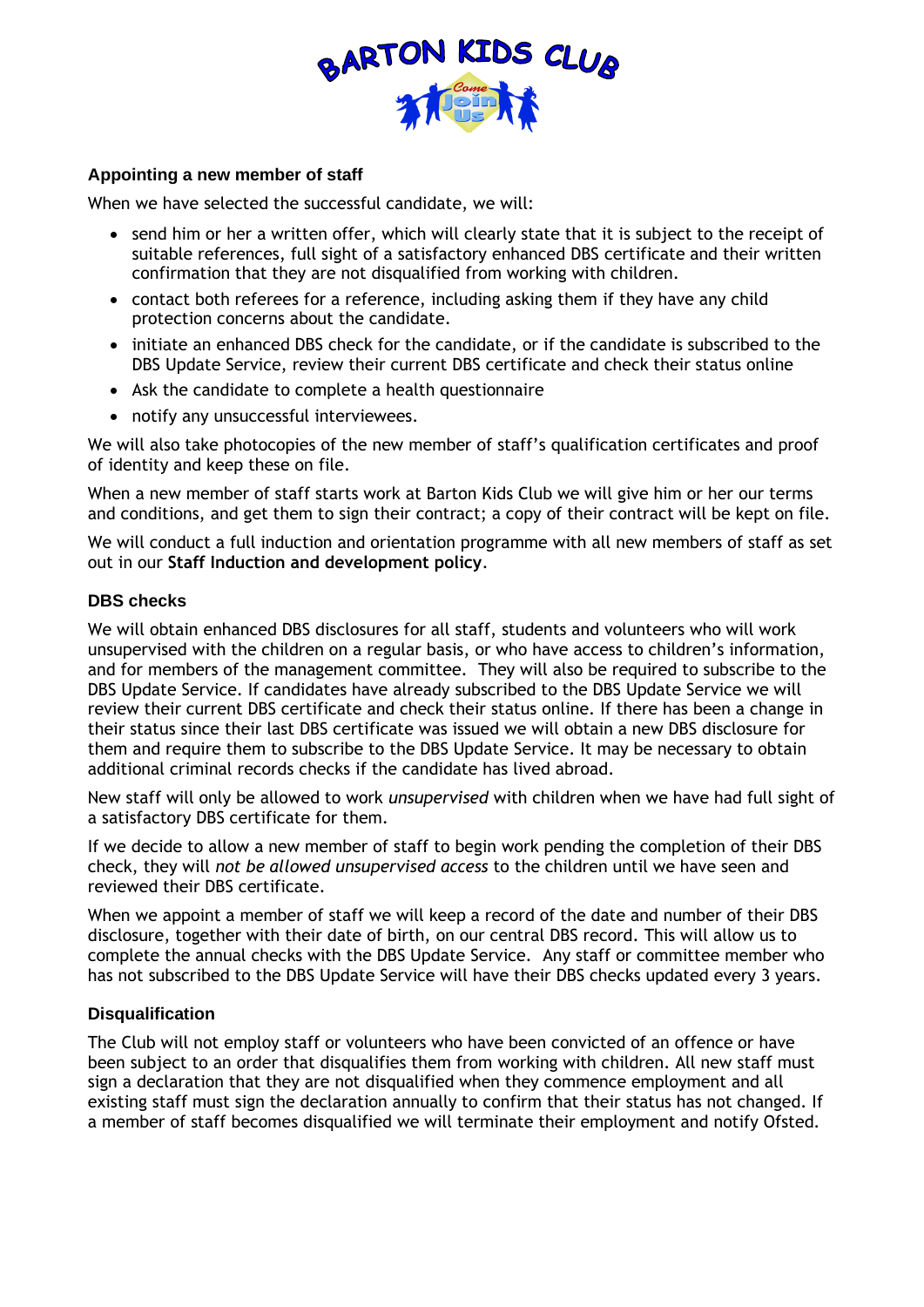### Appointing a new member of staff

When we have selected the successful candidate, we will:

- send him or her a written offer, which will clearly state that it is subject to the receipt of suitable references, full sight of a satisfactory enhanced DBS certificate and their written confirmation that they are not disqualified from working with children.
- contact both referees for a reference, including asking them if they have any child protection concerns about the candidate.
- initiate an enhanced DBS check for the candidate, or if the candidate is subscribed to the DBS Update Service, review their current DBS certificate and check their status online
- Ask the candidate to complete a health questionnaire
- notify any unsuccessful interviewees.

We will also take photocopies of the new member of staff's qualification certificates and proof of identity and keep these on file.

When a new member of staff starts work at Barton Kids Club we will give him or her our terms and conditions, and get them to sign their contract; a copy of their contract will be kept on file.

We will conduct a full induction and orientation programme with all new members of staff as set out in our **Staff Induction and development policy**.

### DBS checks

We will obtain enhanced DBS disclosures for all staff, students and volunteers who will work unsupervised with the children on a regular basis, or who have access to children's information, and for members of the management committee. They will also be required to subscribe to the DBS Update Service. If candidates have already subscribed to the DBS Update Service we will review their current DBS certificate and check their status online. If there has been a change in their status since their last DBS certificate was issued we will obtain a new DBS disclosure for them and require them to subscribe to the DBS Update Service. It may be necessary to obtain additional criminal records checks if the candidate has lived abroad.

New staff will only be allowed to work *unsupervised* with children when we have had full sight of a satisfactory DBS certificate for them.

If we decide to allow a new member of staff to begin work pending the completion of their DBS check, they will *not be allowed unsupervised access* to the children until we have seen and reviewed their DBS certificate.

When we appoint a member of staff we will keep a record of the date and number of their DBS disclosure, together with their date of birth, on our central DBS record. This will allow us to complete the annual checks with the DBS Update Service. Any staff or committee member who has not subscribed to the DBS Update Service will have their DBS checks updated every 3 years.

### Disqualification

The Club will not employ staff or volunteers who have been convicted of an offence or have been subject to an order that disqualifies them from working with children. All new staff must sign a declaration that they are not disqualified when they commence employment and all existing staff must sign the declaration annually to confirm that their status has not changed. If a member of staff becomes disqualified we will terminate their employment and notify Ofsted.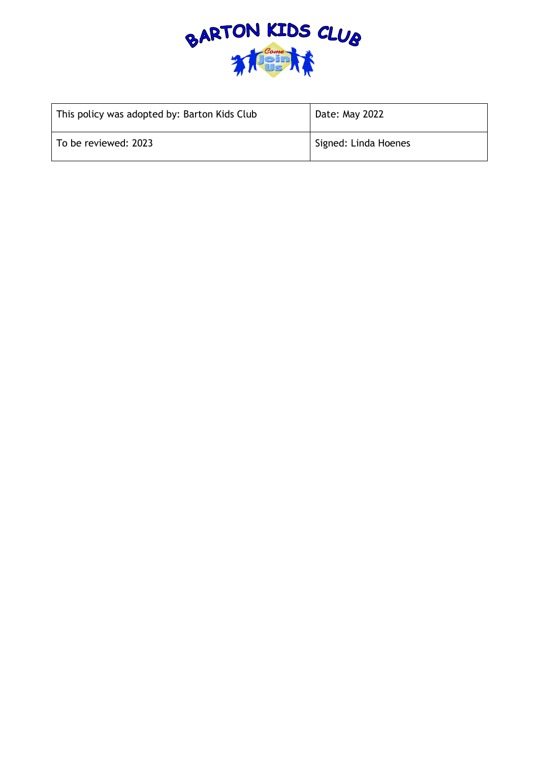# BARTON KIDS CLUB

| | |
|---|---|
| This policy was adopted by: Barton Kids Club | Date: May 2022 |
| To be reviewed: 2023 | Signed: Linda Hoenes |